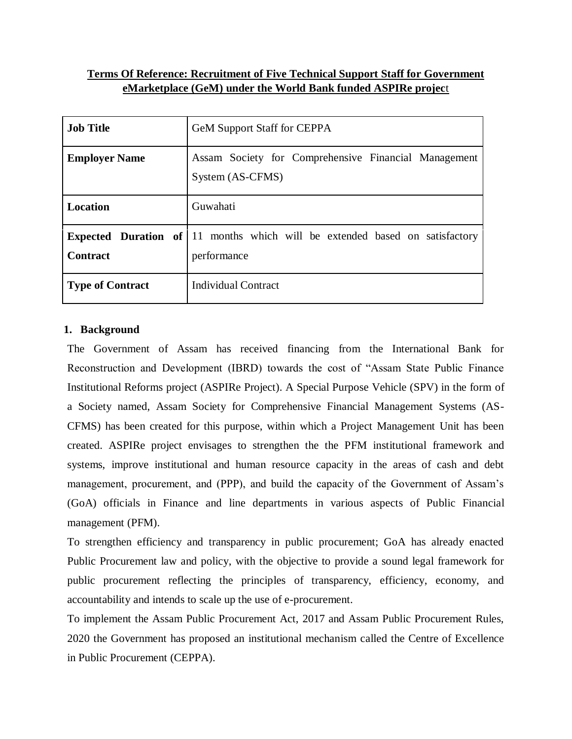**Terms Of Reference: Recruitment of Five Technical Support Staff for Government eMarketplace (GeM) under the World Bank funded ASPIRe project**

| **Job Title** | GeM Support Staff for CEPPA |
|---|---|
| **Employer Name** | Assam Society for Comprehensive Financial Management System (AS-CFMS) |
| **Location** | Guwahati |
| **Expected Duration of Contract** | 11 months which will be extended based on satisfactory performance |
| **Type of Contract** | Individual Contract |

## 1. Background

The Government of Assam has received financing from the International Bank for Reconstruction and Development (IBRD) towards the cost of "Assam State Public Finance Institutional Reforms project (ASPIRe Project). A Special Purpose Vehicle (SPV) in the form of a Society named, Assam Society for Comprehensive Financial Management Systems (AS-CFMS) has been created for this purpose, within which a Project Management Unit has been created. ASPIRe project envisages to strengthen the the PFM institutional framework and systems, improve institutional and human resource capacity in the areas of cash and debt management, procurement, and (PPP), and build the capacity of the Government of Assam's (GoA) officials in Finance and line departments in various aspects of Public Financial management (PFM).

To strengthen efficiency and transparency in public procurement; GoA has already enacted Public Procurement law and policy, with the objective to provide a sound legal framework for public procurement reflecting the principles of transparency, efficiency, economy, and accountability and intends to scale up the use of e-procurement.

To implement the Assam Public Procurement Act, 2017 and Assam Public Procurement Rules, 2020 the Government has proposed an institutional mechanism called the Centre of Excellence in Public Procurement (CEPPA).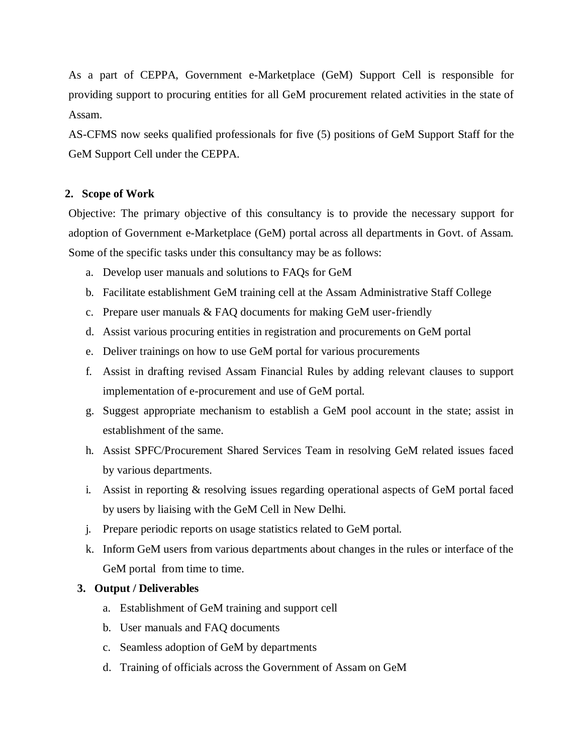As a part of CEPPA, Government e-Marketplace (GeM) Support Cell is responsible for providing support to procuring entities for all GeM procurement related activities in the state of Assam.

AS-CFMS now seeks qualified professionals for five (5) positions of GeM Support Staff for the GeM Support Cell under the CEPPA.

## 2. Scope of Work

Objective: The primary objective of this consultancy is to provide the necessary support for adoption of Government e-Marketplace (GeM) portal across all departments in Govt. of Assam. Some of the specific tasks under this consultancy may be as follows:

a. Develop user manuals and solutions to FAQs for GeM
b. Facilitate establishment GeM training cell at the Assam Administrative Staff College
c. Prepare user manuals & FAQ documents for making GeM user-friendly
d. Assist various procuring entities in registration and procurements on GeM portal
e. Deliver trainings on how to use GeM portal for various procurements
f. Assist in drafting revised Assam Financial Rules by adding relevant clauses to support implementation of e-procurement and use of GeM portal.
g. Suggest appropriate mechanism to establish a GeM pool account in the state; assist in establishment of the same.
h. Assist SPFC/Procurement Shared Services Team in resolving GeM related issues faced by various departments.
i. Assist in reporting & resolving issues regarding operational aspects of GeM portal faced by users by liaising with the GeM Cell in New Delhi.
j. Prepare periodic reports on usage statistics related to GeM portal.
k. Inform GeM users from various departments about changes in the rules or interface of the GeM portal from time to time.

## 3. Output / Deliverables

a. Establishment of GeM training and support cell
b. User manuals and FAQ documents
c. Seamless adoption of GeM by departments
d. Training of officials across the Government of Assam on GeM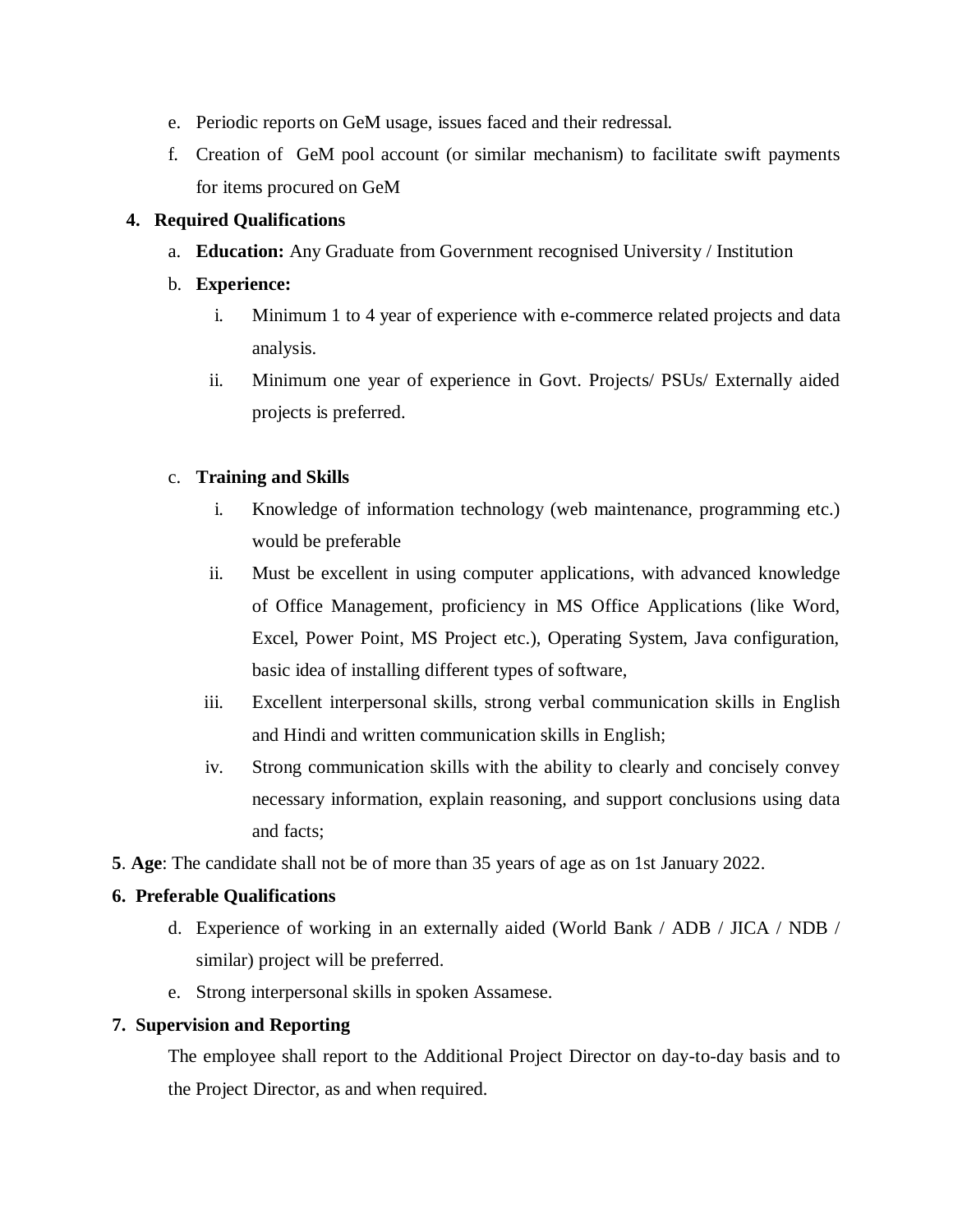e. Periodic reports on GeM usage, issues faced and their redressal.
f. Creation of GeM pool account (or similar mechanism) to facilitate swift payments for items procured on GeM

**4. Required Qualifications**

a. **Education:** Any Graduate from Government recognised University / Institution

b. **Experience:**

  i. Minimum 1 to 4 year of experience with e-commerce related projects and data analysis.

  ii. Minimum one year of experience in Govt. Projects/ PSUs/ Externally aided projects is preferred.

c. **Training and Skills**

  i. Knowledge of information technology (web maintenance, programming etc.) would be preferable

  ii. Must be excellent in using computer applications, with advanced knowledge of Office Management, proficiency in MS Office Applications (like Word, Excel, Power Point, MS Project etc.), Operating System, Java configuration, basic idea of installing different types of software,

  iii. Excellent interpersonal skills, strong verbal communication skills in English and Hindi and written communication skills in English;

  iv. Strong communication skills with the ability to clearly and concisely convey necessary information, explain reasoning, and support conclusions using data and facts;

**5**. **Age**: The candidate shall not be of more than 35 years of age as on 1st January 2022.

**6. Preferable Qualifications**

d. Experience of working in an externally aided (World Bank / ADB / JICA / NDB / similar) project will be preferred.

e. Strong interpersonal skills in spoken Assamese.

**7. Supervision and Reporting**

The employee shall report to the Additional Project Director on day-to-day basis and to the Project Director, as and when required.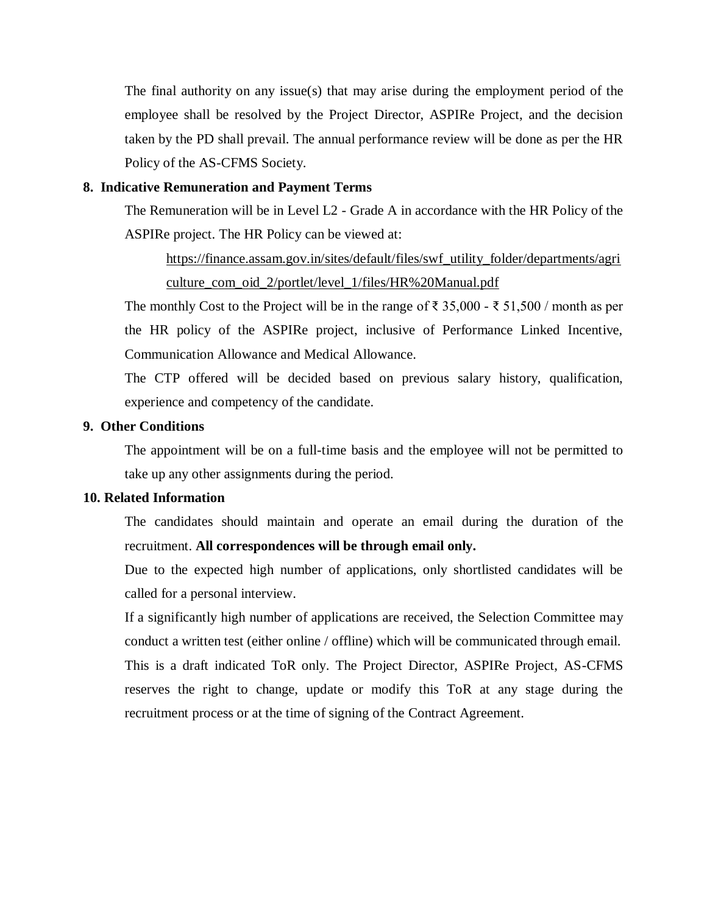The final authority on any issue(s) that may arise during the employment period of the employee shall be resolved by the Project Director, ASPIRe Project, and the decision taken by the PD shall prevail. The annual performance review will be done as per the HR Policy of the AS-CFMS Society.

## 8. Indicative Remuneration and Payment Terms

The Remuneration will be in Level L2 - Grade A in accordance with the HR Policy of the ASPIRe project. The HR Policy can be viewed at:

> https://finance.assam.gov.in/sites/default/files/swf_utility_folder/departments/agriculture_com_oid_2/portlet/level_1/files/HR%20Manual.pdf

The monthly Cost to the Project will be in the range of ₹ 35,000 - ₹ 51,500 / month as per the HR policy of the ASPIRe project, inclusive of Performance Linked Incentive, Communication Allowance and Medical Allowance.

The CTP offered will be decided based on previous salary history, qualification, experience and competency of the candidate.

## 9. Other Conditions

The appointment will be on a full-time basis and the employee will not be permitted to take up any other assignments during the period.

## 10. Related Information

The candidates should maintain and operate an email during the duration of the recruitment. **All correspondences will be through email only.**

Due to the expected high number of applications, only shortlisted candidates will be called for a personal interview.

If a significantly high number of applications are received, the Selection Committee may conduct a written test (either online / offline) which will be communicated through email.

This is a draft indicated ToR only. The Project Director, ASPIRe Project, AS-CFMS reserves the right to change, update or modify this ToR at any stage during the recruitment process or at the time of signing of the Contract Agreement.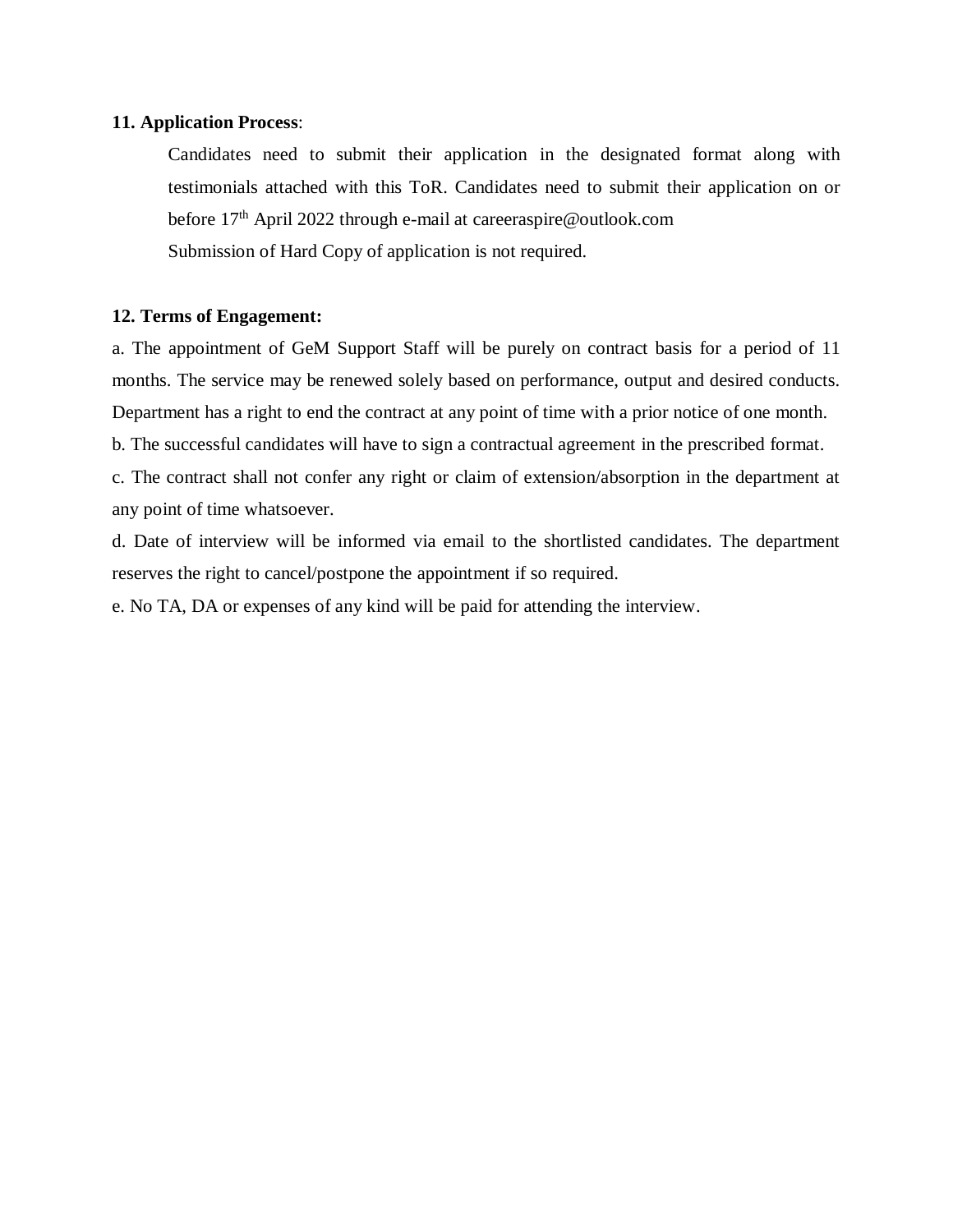**11. Application Process**:

Candidates need to submit their application in the designated format along with testimonials attached with this ToR. Candidates need to submit their application on or before 17th April 2022 through e-mail at careeraspire@outlook.com

Submission of Hard Copy of application is not required.

**12. Terms of Engagement:**

a. The appointment of GeM Support Staff will be purely on contract basis for a period of 11 months. The service may be renewed solely based on performance, output and desired conducts. Department has a right to end the contract at any point of time with a prior notice of one month.

b. The successful candidates will have to sign a contractual agreement in the prescribed format.

c. The contract shall not confer any right or claim of extension/absorption in the department at any point of time whatsoever.

d. Date of interview will be informed via email to the shortlisted candidates. The department reserves the right to cancel/postpone the appointment if so required.

e. No TA, DA or expenses of any kind will be paid for attending the interview.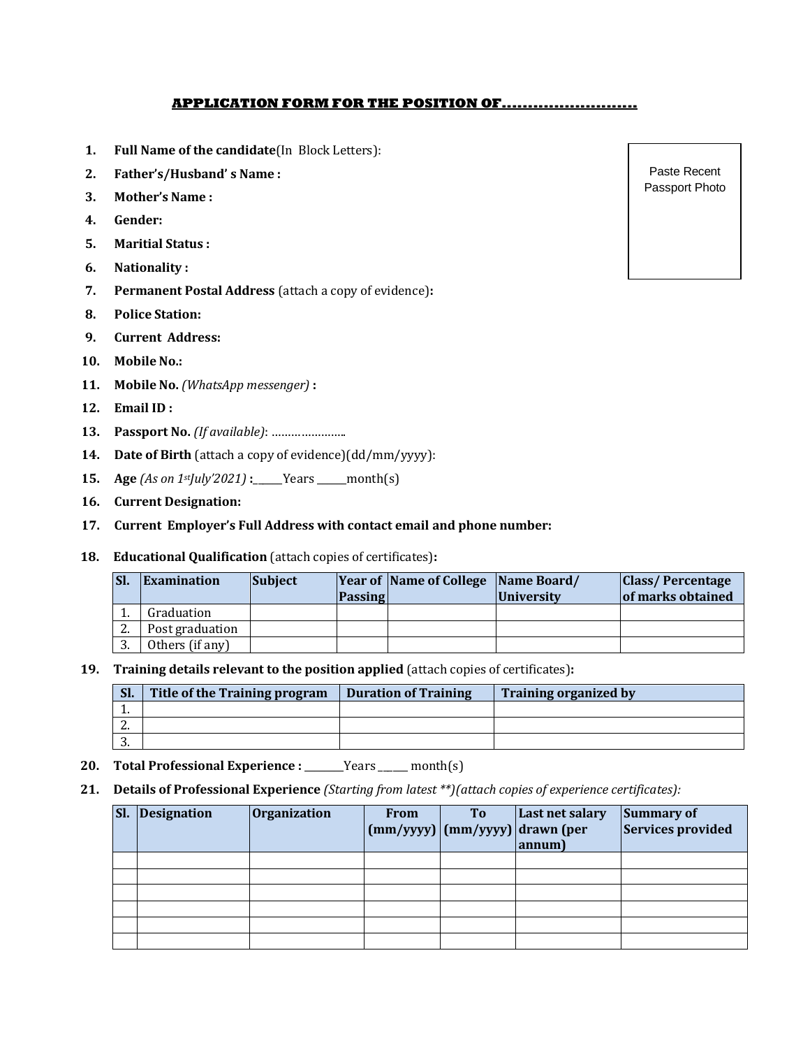## APPLICATION FORM FOR THE POSITION OF..........................

Paste Recent Passport Photo

1. **Full Name of the candidate**(In Block Letters):
2. **Father's/Husband' s Name :**
3. **Mother's Name :**
4. **Gender:**
5. **Maritial Status :**
6. **Nationality :**
7. **Permanent Postal Address** (attach a copy of evidence)**:**
8. **Police Station:**
9. **Current Address:**
10. **Mobile No.:**
11. **Mobile No.** *(WhatsApp messenger)* **:**
12. **Email ID :**
13. **Passport No.** *(If available)*: …………………..
14. **Date of Birth** (attach a copy of evidence)(dd/mm/yyyy):
15. **Age** *(As on 1st July'2021)* **:**_____Years _____month(s)
16. **Current Designation:**
17. **Current Employer's Full Address with contact email and phone number:**
18. **Educational Qualification** (attach copies of certificates)**:**

| Sl. | Examination | Subject | Year of Passing | Name of College | Name Board/ University | Class/ Percentage of marks obtained |
|---|---|---|---|---|---|---|
| 1. | Graduation | | | | | |
| 2. | Post graduation | | | | | |
| 3. | Others (if any) | | | | | |

19. **Training details relevant to the position applied** (attach copies of certificates)**:**

| Sl. | Title of the Training program | Duration of Training | Training organized by |
|---|---|---|---|
| 1. | | | |
| 2. | | | |
| 3. | | | |

20. **Total Professional Experience :** _______Years _____ month(s)
21. **Details of Professional Experience** *(Starting from latest \*\*)(attach copies of experience certificates):*

| Sl. | Designation | Organization | From (mm/yyyy) | To (mm/yyyy) | Last net salary drawn (per annum) | Summary of Services provided |
|---|---|---|---|---|---|---|
| | | | | | | |
| | | | | | | |
| | | | | | | |
| | | | | | | |
| | | | | | | |
| | | | | | | |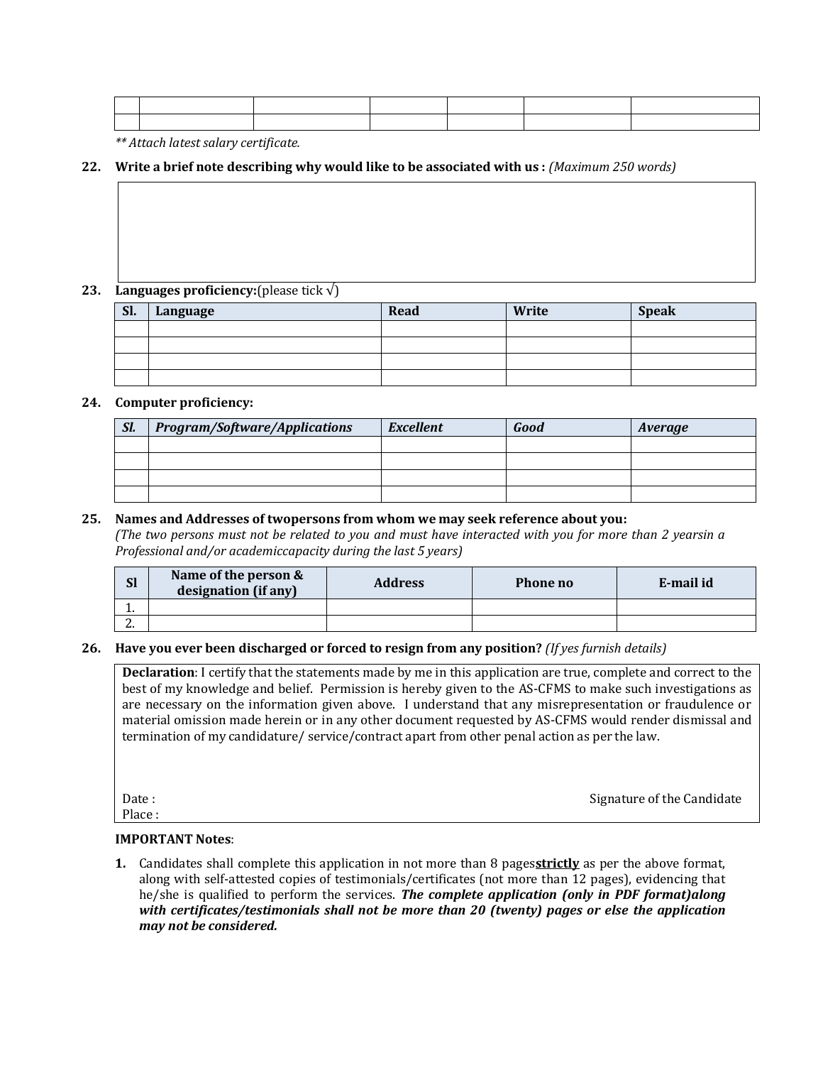| | | | | | | |
|---|---|---|---|---|---|---|
| | | | | | | |
| | | | | | | |

*** Attach latest salary certificate.*

**22. Write a brief note describing why would like to be associated with us :** *(Maximum 250 words)*

| |
|---|
| |

**23. Languages proficiency:**(please tick √)

| Sl. | Language | Read | Write | Speak |
|---|---|---|---|---|
| | | | | |
| | | | | |
| | | | | |
| | | | | |

**24. Computer proficiency:**

| *Sl.* | *Program/Software/Applications* | *Excellent* | *Good* | *Average* |
|---|---|---|---|---|
| | | | | |
| | | | | |
| | | | | |
| | | | | |

**25. Names and Addresses of twopersons from whom we may seek reference about you:**
*(The two persons must not be related to you and must have interacted with you for more than 2 yearsin a Professional and/or academiccapacity during the last 5 years)*

| Sl | Name of the person & designation (if any) | Address | Phone no | E-mail id |
|---|---|---|---|---|
| 1. | | | | |
| 2. | | | | |

**26. Have you ever been discharged or forced to resign from any position?** *(If yes furnish details)*

**Declaration**: I certify that the statements made by me in this application are true, complete and correct to the best of my knowledge and belief. Permission is hereby given to the AS-CFMS to make such investigations as are necessary on the information given above. I understand that any misrepresentation or fraudulence or material omission made herein or in any other document requested by AS-CFMS would render dismissal and termination of my candidature/ service/contract apart from other penal action as per the law.

Date :
Place :

Signature of the Candidate

**IMPORTANT Notes**:

1. Candidates shall complete this application in not more than 8 pages***strictly*** as per the above format, along with self-attested copies of testimonials/certificates (not more than 12 pages), evidencing that he/she is qualified to perform the services. ***The complete application (only in PDF format)along with certificates/testimonials shall not be more than 20 (twenty) pages or else the application may not be considered.***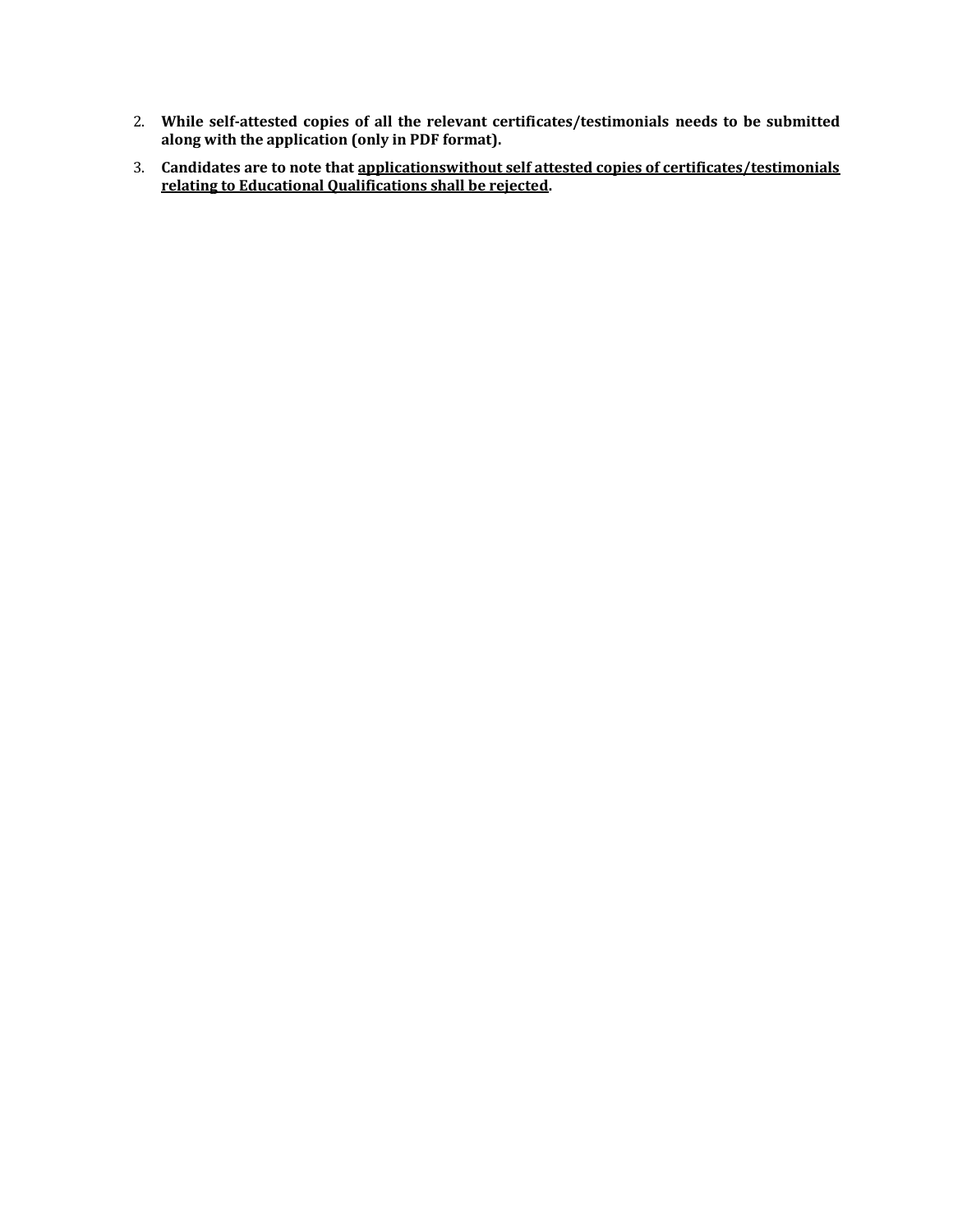2. **While self-attested copies of all the relevant certificates/testimonials needs to be submitted along with the application (only in PDF format).**
3. **Candidates are to note that <u>applicationswithout self attested copies of certificates/testimonials relating to Educational Qualifications shall be rejected</u>.**